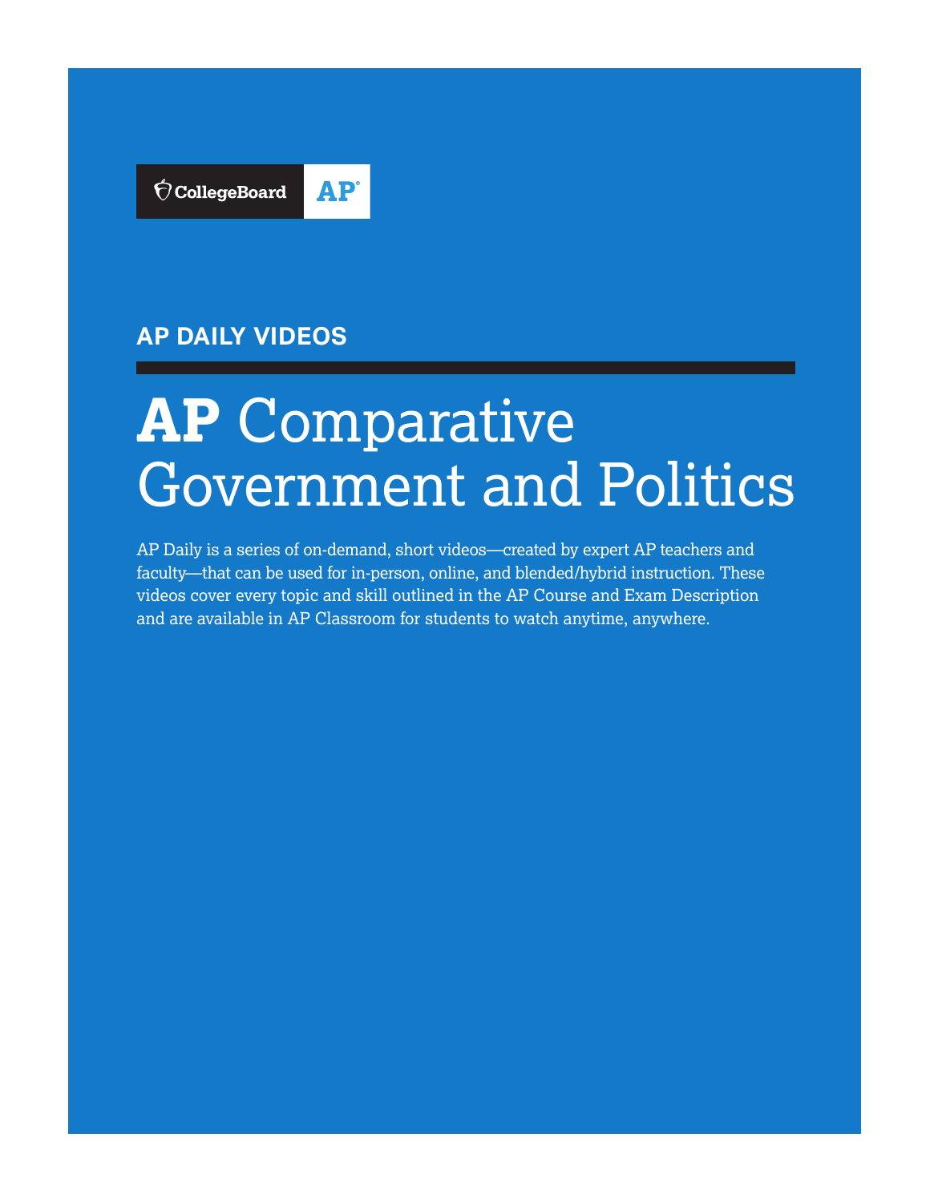CollegeBoard AP

## AP DAILY VIDEOS

# **AP** Comparative Government and Politics

AP Daily is a series of on-demand, short videos—created by expert AP teachers and faculty—that can be used for in-person, online, and blended/hybrid instruction. These videos cover every topic and skill outlined in the AP Course and Exam Description and are available in AP Classroom for students to watch anytime, anywhere.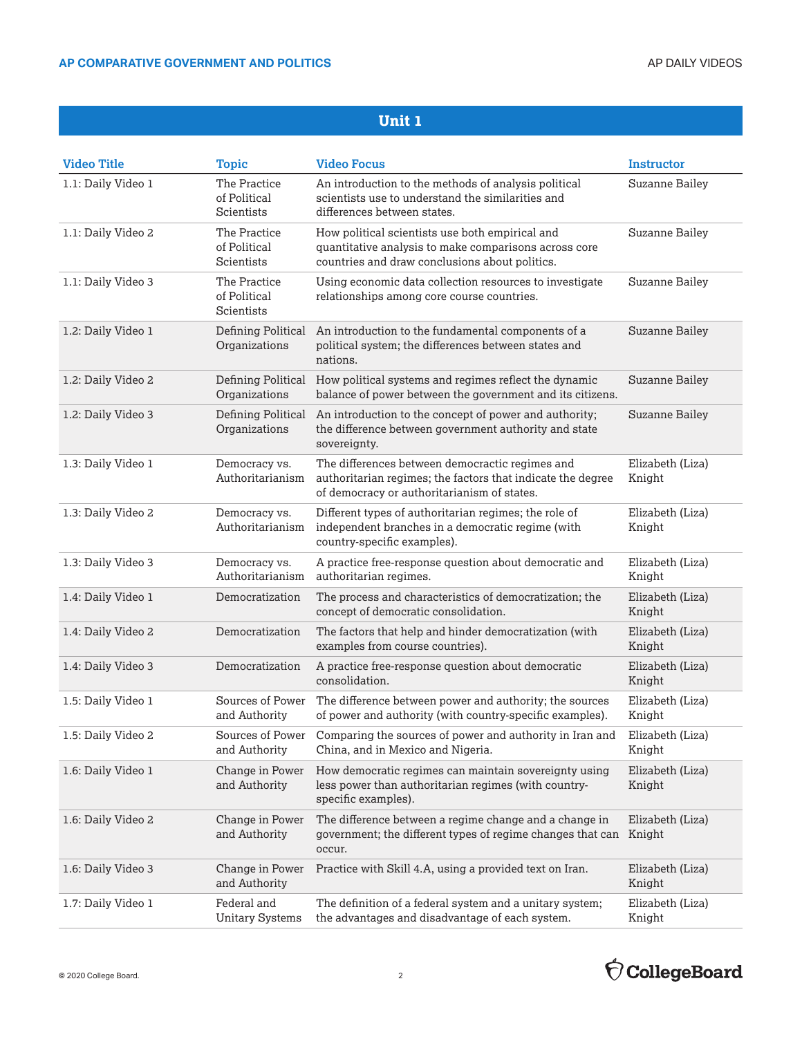## Unit 1

| Video Title | Topic | Video Focus | Instructor |
|---|---|---|---|
| 1.1: Daily Video 1 | The Practice of Political Scientists | An introduction to the methods of analysis political scientists use to understand the similarities and differences between states. | Suzanne Bailey |
| 1.1: Daily Video 2 | The Practice of Political Scientists | How political scientists use both empirical and quantitative analysis to make comparisons across core countries and draw conclusions about politics. | Suzanne Bailey |
| 1.1: Daily Video 3 | The Practice of Political Scientists | Using economic data collection resources to investigate relationships among core course countries. | Suzanne Bailey |
| 1.2: Daily Video 1 | Defining Political Organizations | An introduction to the fundamental components of a political system; the differences between states and nations. | Suzanne Bailey |
| 1.2: Daily Video 2 | Defining Political Organizations | How political systems and regimes reflect the dynamic balance of power between the government and its citizens. | Suzanne Bailey |
| 1.2: Daily Video 3 | Defining Political Organizations | An introduction to the concept of power and authority; the difference between government authority and state sovereignty. | Suzanne Bailey |
| 1.3: Daily Video 1 | Democracy vs. Authoritarianism | The differences between democractic regimes and authoritarian regimes; the factors that indicate the degree of democracy or authoritarianism of states. | Elizabeth (Liza) Knight |
| 1.3: Daily Video 2 | Democracy vs. Authoritarianism | Different types of authoritarian regimes; the role of independent branches in a democratic regime (with country-specific examples). | Elizabeth (Liza) Knight |
| 1.3: Daily Video 3 | Democracy vs. Authoritarianism | A practice free-response question about democratic and authoritarian regimes. | Elizabeth (Liza) Knight |
| 1.4: Daily Video 1 | Democratization | The process and characteristics of democratization; the concept of democratic consolidation. | Elizabeth (Liza) Knight |
| 1.4: Daily Video 2 | Democratization | The factors that help and hinder democratization (with examples from course countries). | Elizabeth (Liza) Knight |
| 1.4: Daily Video 3 | Democratization | A practice free-response question about democratic consolidation. | Elizabeth (Liza) Knight |
| 1.5: Daily Video 1 | Sources of Power and Authority | The difference between power and authority; the sources of power and authority (with country-specific examples). | Elizabeth (Liza) Knight |
| 1.5: Daily Video 2 | Sources of Power and Authority | Comparing the sources of power and authority in Iran and China, and in Mexico and Nigeria. | Elizabeth (Liza) Knight |
| 1.6: Daily Video 1 | Change in Power and Authority | How democratic regimes can maintain sovereignty using less power than authoritarian regimes (with country-specific examples). | Elizabeth (Liza) Knight |
| 1.6: Daily Video 2 | Change in Power and Authority | The difference between a regime change and a change in government; the different types of regime changes that can occur. | Elizabeth (Liza) Knight |
| 1.6: Daily Video 3 | Change in Power and Authority | Practice with Skill 4.A, using a provided text on Iran. | Elizabeth (Liza) Knight |
| 1.7: Daily Video 1 | Federal and Unitary Systems | The definition of a federal system and a unitary system; the advantages and disadvantage of each system. | Elizabeth (Liza) Knight |

© 2020 College Board.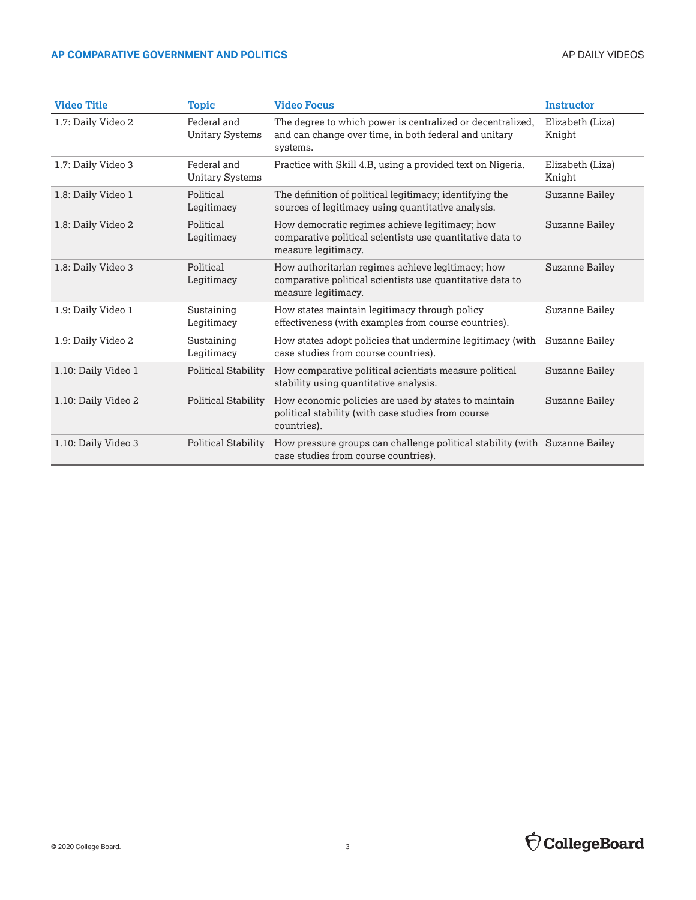| Video Title | Topic | Video Focus | Instructor |
| --- | --- | --- | --- |
| 1.7: Daily Video 2 | Federal and Unitary Systems | The degree to which power is centralized or decentralized, and can change over time, in both federal and unitary systems. | Elizabeth (Liza) Knight |
| 1.7: Daily Video 3 | Federal and Unitary Systems | Practice with Skill 4.B, using a provided text on Nigeria. | Elizabeth (Liza) Knight |
| 1.8: Daily Video 1 | Political Legitimacy | The definition of political legitimacy; identifying the sources of legitimacy using quantitative analysis. | Suzanne Bailey |
| 1.8: Daily Video 2 | Political Legitimacy | How democratic regimes achieve legitimacy; how comparative political scientists use quantitative data to measure legitimacy. | Suzanne Bailey |
| 1.8: Daily Video 3 | Political Legitimacy | How authoritarian regimes achieve legitimacy; how comparative political scientists use quantitative data to measure legitimacy. | Suzanne Bailey |
| 1.9: Daily Video 1 | Sustaining Legitimacy | How states maintain legitimacy through policy effectiveness (with examples from course countries). | Suzanne Bailey |
| 1.9: Daily Video 2 | Sustaining Legitimacy | How states adopt policies that undermine legitimacy (with case studies from course countries). | Suzanne Bailey |
| 1.10: Daily Video 1 | Political Stability | How comparative political scientists measure political stability using quantitative analysis. | Suzanne Bailey |
| 1.10: Daily Video 2 | Political Stability | How economic policies are used by states to maintain political stability (with case studies from course countries). | Suzanne Bailey |
| 1.10: Daily Video 3 | Political Stability | How pressure groups can challenge political stability (with case studies from course countries). | Suzanne Bailey |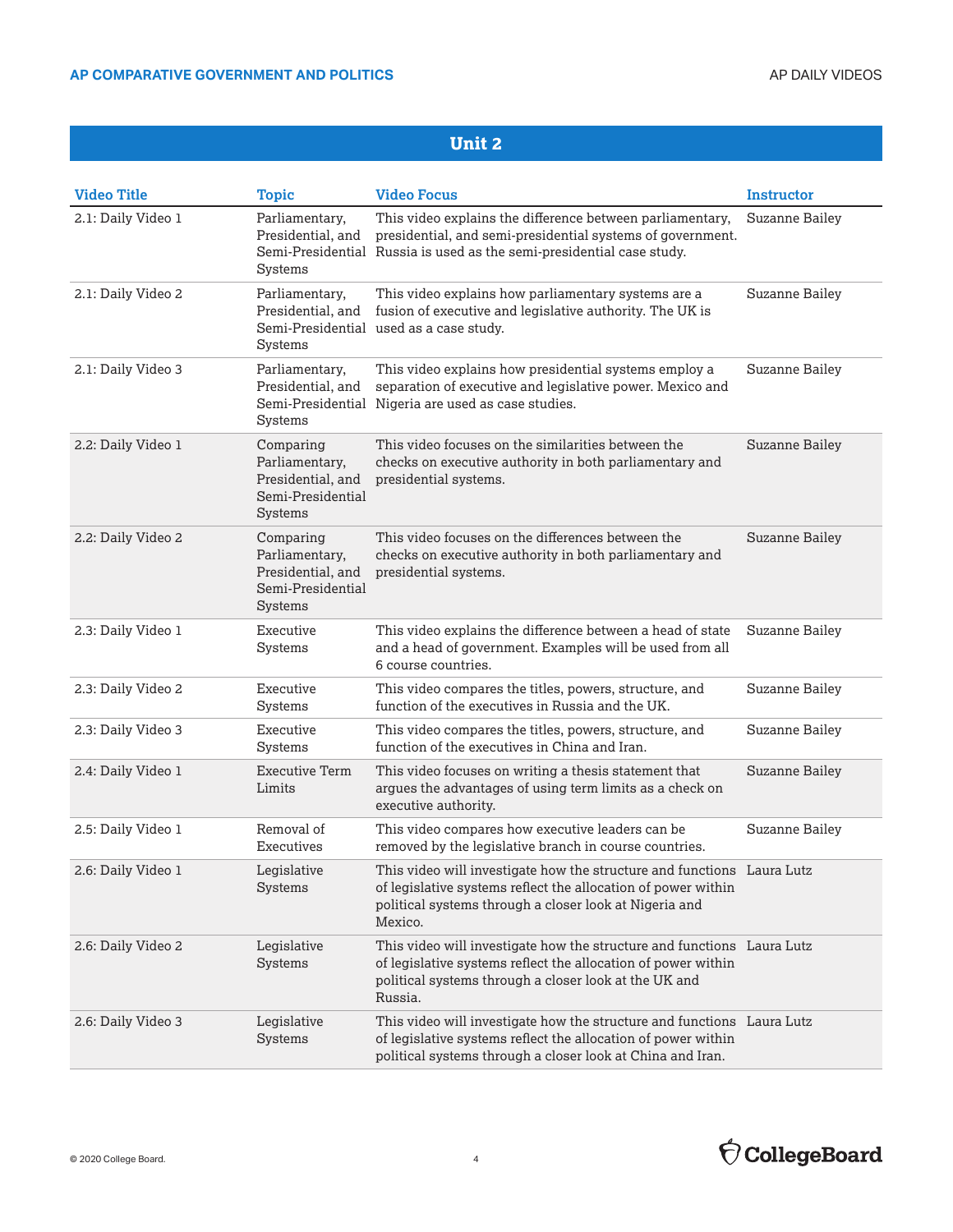## Unit 2

| Video Title | Topic | Video Focus | Instructor |
|---|---|---|---|
| 2.1: Daily Video 1 | Parliamentary, Presidential, and Semi-Presidential Systems | This video explains the difference between parliamentary, presidential, and semi-presidential systems of government. Russia is used as the semi-presidential case study. | Suzanne Bailey |
| 2.1: Daily Video 2 | Parliamentary, Presidential, and Semi-Presidential Systems | This video explains how parliamentary systems are a fusion of executive and legislative authority. The UK is used as a case study. | Suzanne Bailey |
| 2.1: Daily Video 3 | Parliamentary, Presidential, and Semi-Presidential Systems | This video explains how presidential systems employ a separation of executive and legislative power. Mexico and Nigeria are used as case studies. | Suzanne Bailey |
| 2.2: Daily Video 1 | Comparing Parliamentary, Presidential, and Semi-Presidential Systems | This video focuses on the similarities between the checks on executive authority in both parliamentary and presidential systems. | Suzanne Bailey |
| 2.2: Daily Video 2 | Comparing Parliamentary, Presidential, and Semi-Presidential Systems | This video focuses on the differences between the checks on executive authority in both parliamentary and presidential systems. | Suzanne Bailey |
| 2.3: Daily Video 1 | Executive Systems | This video explains the difference between a head of state and a head of government. Examples will be used from all 6 course countries. | Suzanne Bailey |
| 2.3: Daily Video 2 | Executive Systems | This video compares the titles, powers, structure, and function of the executives in Russia and the UK. | Suzanne Bailey |
| 2.3: Daily Video 3 | Executive Systems | This video compares the titles, powers, structure, and function of the executives in China and Iran. | Suzanne Bailey |
| 2.4: Daily Video 1 | Executive Term Limits | This video focuses on writing a thesis statement that argues the advantages of using term limits as a check on executive authority. | Suzanne Bailey |
| 2.5: Daily Video 1 | Removal of Executives | This video compares how executive leaders can be removed by the legislative branch in course countries. | Suzanne Bailey |
| 2.6: Daily Video 1 | Legislative Systems | This video will investigate how the structure and functions of legislative systems reflect the allocation of power within political systems through a closer look at Nigeria and Mexico. | Laura Lutz |
| 2.6: Daily Video 2 | Legislative Systems | This video will investigate how the structure and functions of legislative systems reflect the allocation of power within political systems through a closer look at the UK and Russia. | Laura Lutz |
| 2.6: Daily Video 3 | Legislative Systems | This video will investigate how the structure and functions of legislative systems reflect the allocation of power within political systems through a closer look at China and Iran. | Laura Lutz |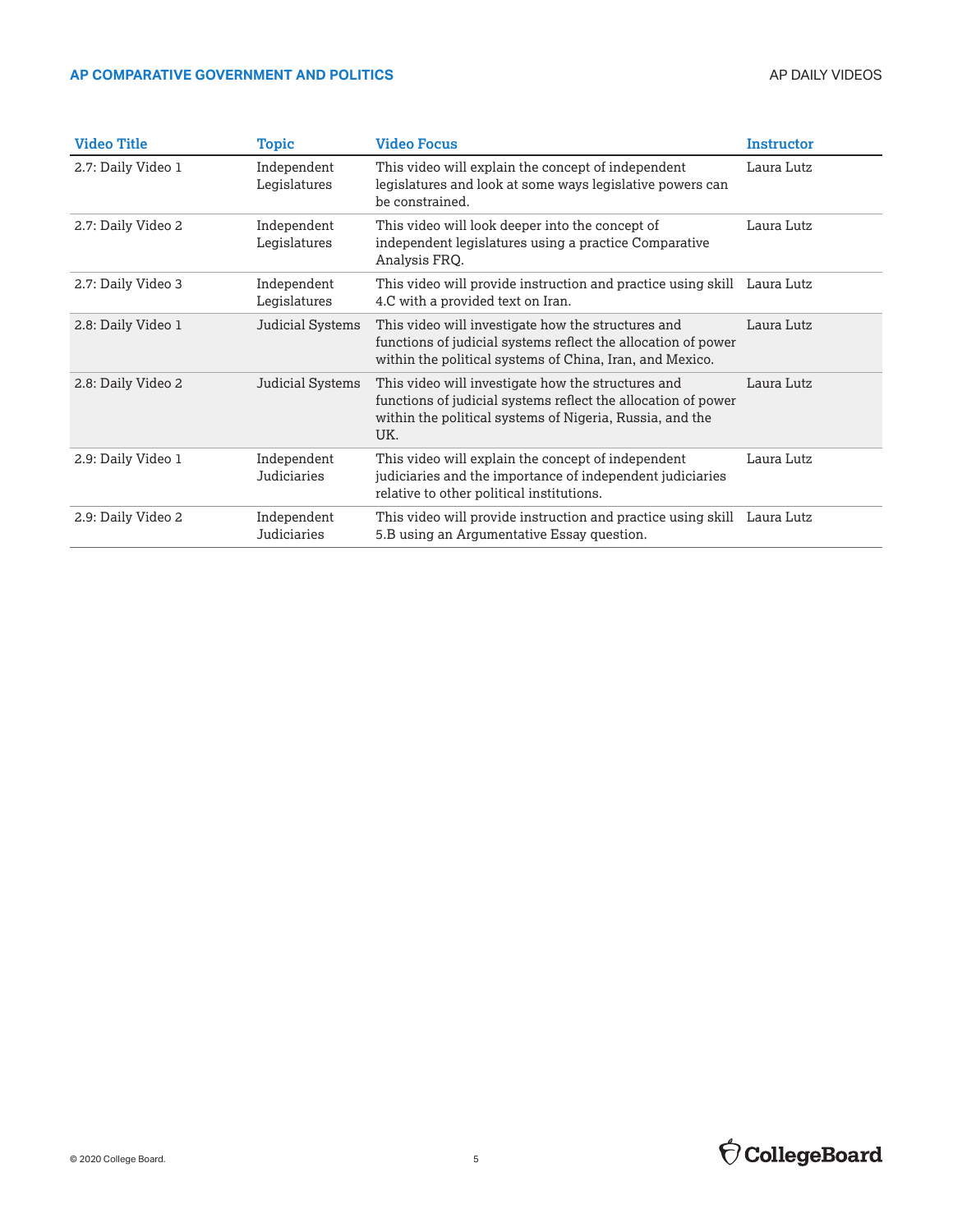| Video Title | Topic | Video Focus | Instructor |
|---|---|---|---|
| 2.7: Daily Video 1 | Independent Legislatures | This video will explain the concept of independent legislatures and look at some ways legislative powers can be constrained. | Laura Lutz |
| 2.7: Daily Video 2 | Independent Legislatures | This video will look deeper into the concept of independent legislatures using a practice Comparative Analysis FRQ. | Laura Lutz |
| 2.7: Daily Video 3 | Independent Legislatures | This video will provide instruction and practice using skill 4.C with a provided text on Iran. | Laura Lutz |
| 2.8: Daily Video 1 | Judicial Systems | This video will investigate how the structures and functions of judicial systems reflect the allocation of power within the political systems of China, Iran, and Mexico. | Laura Lutz |
| 2.8: Daily Video 2 | Judicial Systems | This video will investigate how the structures and functions of judicial systems reflect the allocation of power within the political systems of Nigeria, Russia, and the UK. | Laura Lutz |
| 2.9: Daily Video 1 | Independent Judiciaries | This video will explain the concept of independent judiciaries and the importance of independent judiciaries relative to other political institutions. | Laura Lutz |
| 2.9: Daily Video 2 | Independent Judiciaries | This video will provide instruction and practice using skill 5.B using an Argumentative Essay question. | Laura Lutz |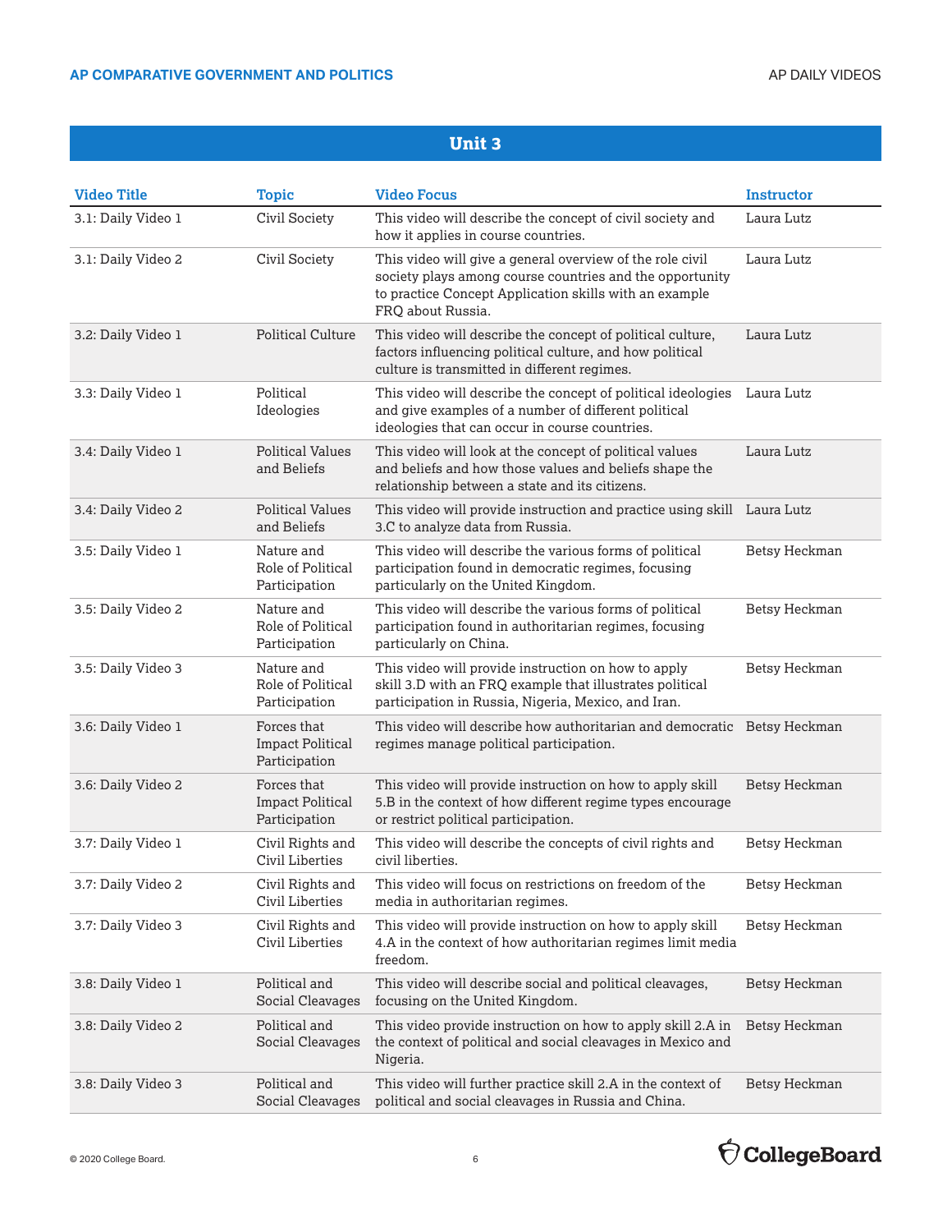## Unit 3

| Video Title | Topic | Video Focus | Instructor |
|---|---|---|---|
| 3.1: Daily Video 1 | Civil Society | This video will describe the concept of civil society and how it applies in course countries. | Laura Lutz |
| 3.1: Daily Video 2 | Civil Society | This video will give a general overview of the role civil society plays among course countries and the opportunity to practice Concept Application skills with an example FRQ about Russia. | Laura Lutz |
| 3.2: Daily Video 1 | Political Culture | This video will describe the concept of political culture, factors influencing political culture, and how political culture is transmitted in different regimes. | Laura Lutz |
| 3.3: Daily Video 1 | Political Ideologies | This video will describe the concept of political ideologies and give examples of a number of different political ideologies that can occur in course countries. | Laura Lutz |
| 3.4: Daily Video 1 | Political Values and Beliefs | This video will look at the concept of political values and beliefs and how those values and beliefs shape the relationship between a state and its citizens. | Laura Lutz |
| 3.4: Daily Video 2 | Political Values and Beliefs | This video will provide instruction and practice using skill 3.C to analyze data from Russia. | Laura Lutz |
| 3.5: Daily Video 1 | Nature and Role of Political Participation | This video will describe the various forms of political participation found in democratic regimes, focusing particularly on the United Kingdom. | Betsy Heckman |
| 3.5: Daily Video 2 | Nature and Role of Political Participation | This video will describe the various forms of political participation found in authoritarian regimes, focusing particularly on China. | Betsy Heckman |
| 3.5: Daily Video 3 | Nature and Role of Political Participation | This video will provide instruction on how to apply skill 3.D with an FRQ example that illustrates political participation in Russia, Nigeria, Mexico, and Iran. | Betsy Heckman |
| 3.6: Daily Video 1 | Forces that Impact Political Participation | This video will describe how authoritarian and democratic regimes manage political participation. | Betsy Heckman |
| 3.6: Daily Video 2 | Forces that Impact Political Participation | This video will provide instruction on how to apply skill 5.B in the context of how different regime types encourage or restrict political participation. | Betsy Heckman |
| 3.7: Daily Video 1 | Civil Rights and Civil Liberties | This video will describe the concepts of civil rights and civil liberties. | Betsy Heckman |
| 3.7: Daily Video 2 | Civil Rights and Civil Liberties | This video will focus on restrictions on freedom of the media in authoritarian regimes. | Betsy Heckman |
| 3.7: Daily Video 3 | Civil Rights and Civil Liberties | This video will provide instruction on how to apply skill 4.A in the context of how authoritarian regimes limit media freedom. | Betsy Heckman |
| 3.8: Daily Video 1 | Political and Social Cleavages | This video will describe social and political cleavages, focusing on the United Kingdom. | Betsy Heckman |
| 3.8: Daily Video 2 | Political and Social Cleavages | This video provide instruction on how to apply skill 2.A in the context of political and social cleavages in Mexico and Nigeria. | Betsy Heckman |
| 3.8: Daily Video 3 | Political and Social Cleavages | This video will further practice skill 2.A in the context of political and social cleavages in Russia and China. | Betsy Heckman |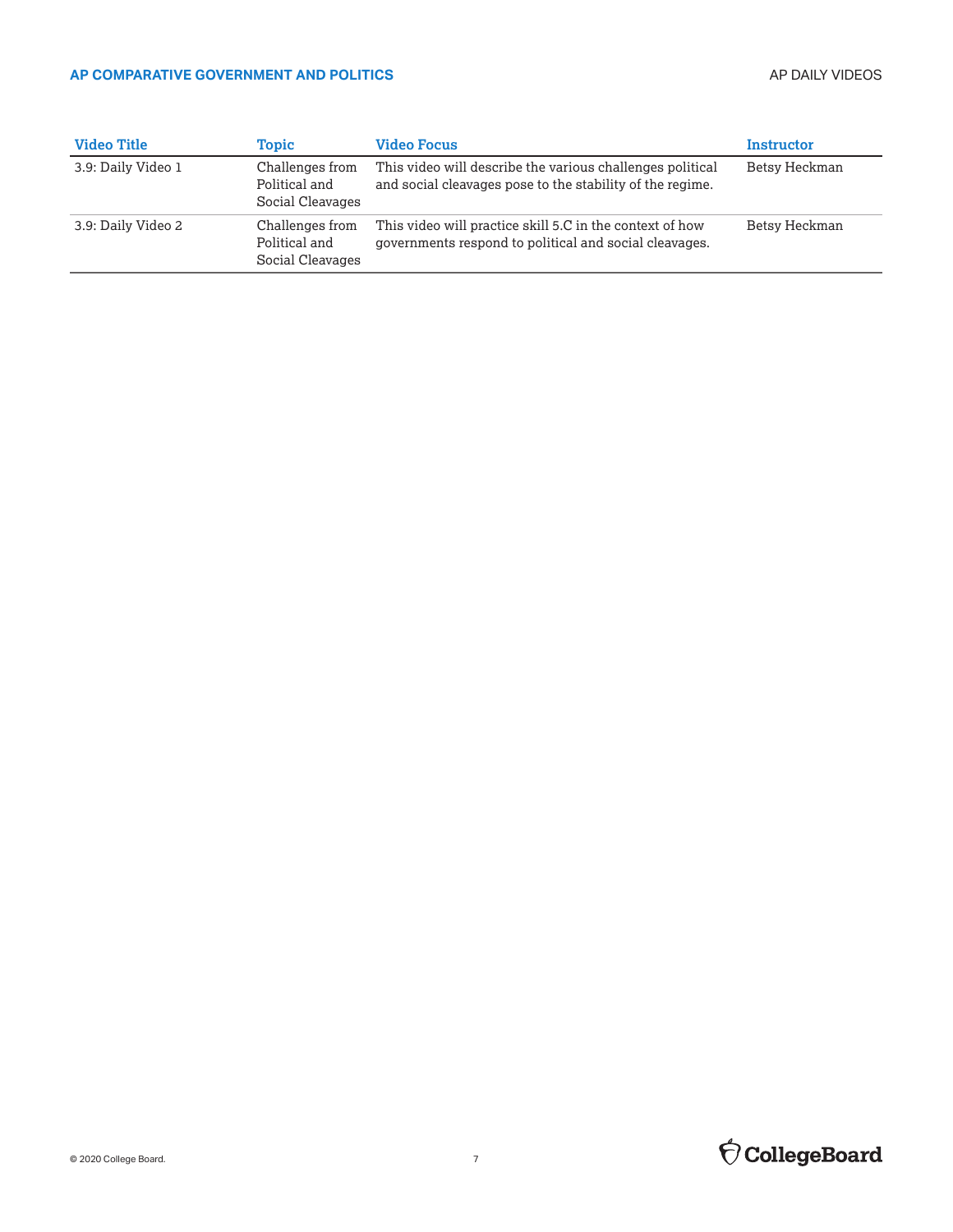| Video Title | Topic | Video Focus | Instructor |
|---|---|---|---|
| 3.9: Daily Video 1 | Challenges from Political and Social Cleavages | This video will describe the various challenges political and social cleavages pose to the stability of the regime. | Betsy Heckman |
| 3.9: Daily Video 2 | Challenges from Political and Social Cleavages | This video will practice skill 5.C in the context of how governments respond to political and social cleavages. | Betsy Heckman |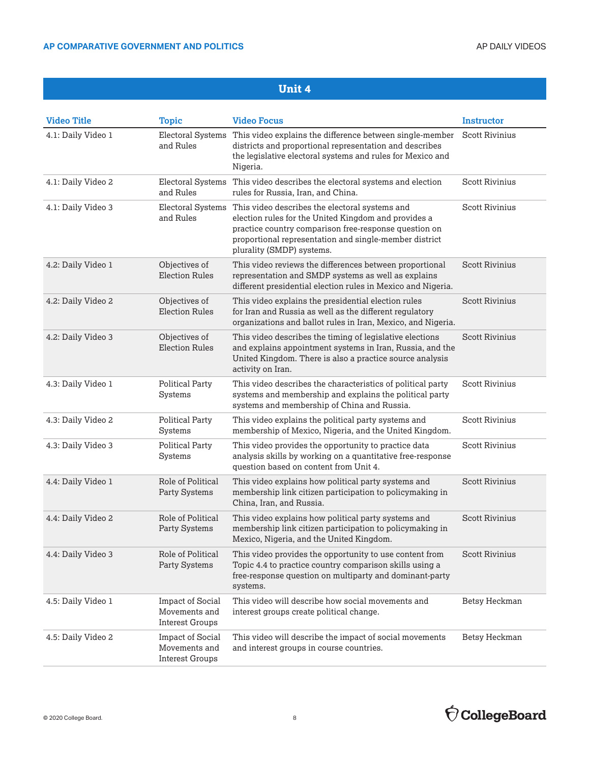## Unit 4

| Video Title | Topic | Video Focus | Instructor |
|---|---|---|---|
| 4.1: Daily Video 1 | Electoral Systems and Rules | This video explains the difference between single-member districts and proportional representation and describes the legislative electoral systems and rules for Mexico and Nigeria. | Scott Rivinius |
| 4.1: Daily Video 2 | Electoral Systems and Rules | This video describes the electoral systems and election rules for Russia, Iran, and China. | Scott Rivinius |
| 4.1: Daily Video 3 | Electoral Systems and Rules | This video describes the electoral systems and election rules for the United Kingdom and provides a practice country comparison free-response question on proportional representation and single-member district plurality (SMDP) systems. | Scott Rivinius |
| 4.2: Daily Video 1 | Objectives of Election Rules | This video reviews the differences between proportional representation and SMDP systems as well as explains different presidential election rules in Mexico and Nigeria. | Scott Rivinius |
| 4.2: Daily Video 2 | Objectives of Election Rules | This video explains the presidential election rules for Iran and Russia as well as the different regulatory organizations and ballot rules in Iran, Mexico, and Nigeria. | Scott Rivinius |
| 4.2: Daily Video 3 | Objectives of Election Rules | This video describes the timing of legislative elections and explains appointment systems in Iran, Russia, and the United Kingdom. There is also a practice source analysis activity on Iran. | Scott Rivinius |
| 4.3: Daily Video 1 | Political Party Systems | This video describes the characteristics of political party systems and membership and explains the political party systems and membership of China and Russia. | Scott Rivinius |
| 4.3: Daily Video 2 | Political Party Systems | This video explains the political party systems and membership of Mexico, Nigeria, and the United Kingdom. | Scott Rivinius |
| 4.3: Daily Video 3 | Political Party Systems | This video provides the opportunity to practice data analysis skills by working on a quantitative free-response question based on content from Unit 4. | Scott Rivinius |
| 4.4: Daily Video 1 | Role of Political Party Systems | This video explains how political party systems and membership link citizen participation to policymaking in China, Iran, and Russia. | Scott Rivinius |
| 4.4: Daily Video 2 | Role of Political Party Systems | This video explains how political party systems and membership link citizen participation to policymaking in Mexico, Nigeria, and the United Kingdom. | Scott Rivinius |
| 4.4: Daily Video 3 | Role of Political Party Systems | This video provides the opportunity to use content from Topic 4.4 to practice country comparison skills using a free-response question on multiparty and dominant-party systems. | Scott Rivinius |
| 4.5: Daily Video 1 | Impact of Social Movements and Interest Groups | This video will describe how social movements and interest groups create political change. | Betsy Heckman |
| 4.5: Daily Video 2 | Impact of Social Movements and Interest Groups | This video will describe the impact of social movements and interest groups in course countries. | Betsy Heckman |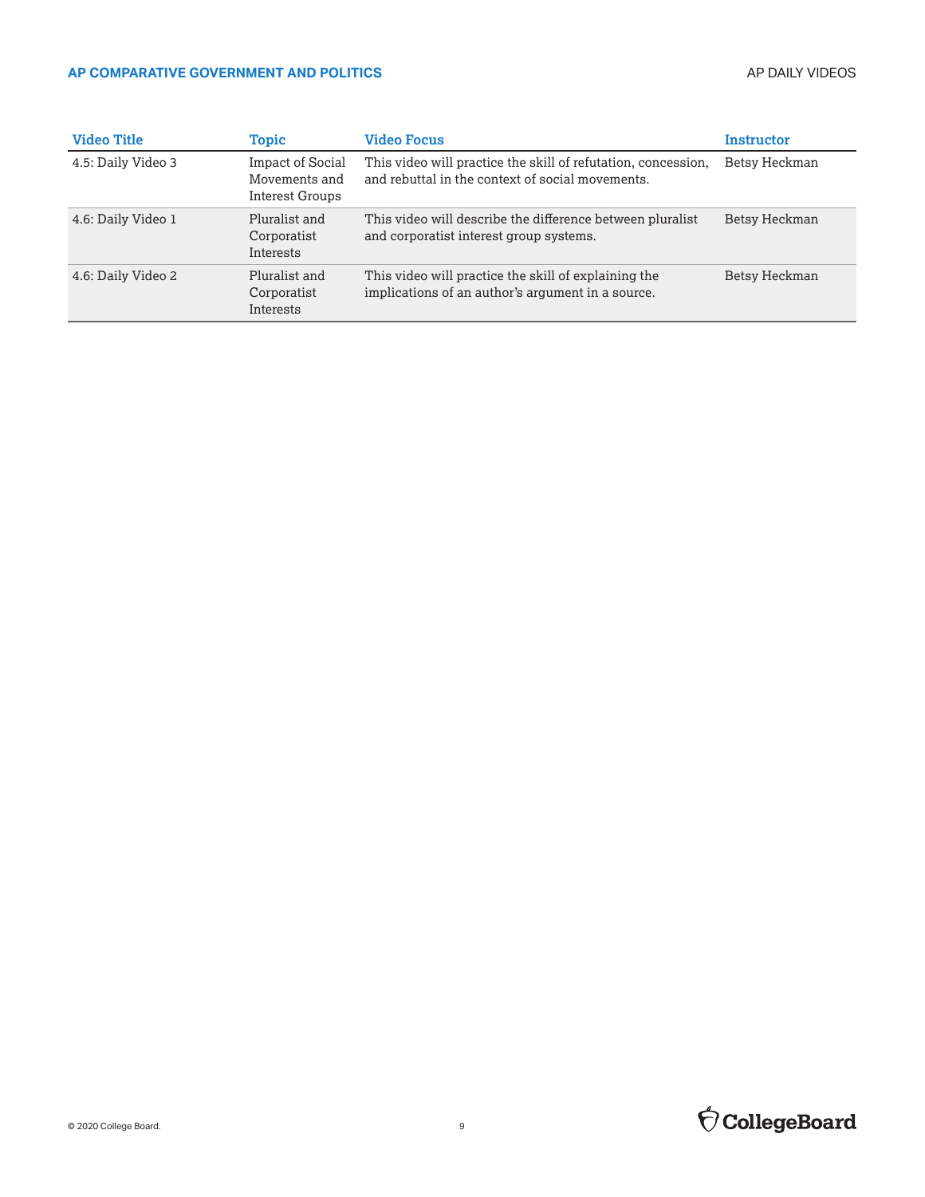| Video Title | Topic | Video Focus | Instructor |
|---|---|---|---|
| 4.5: Daily Video 3 | Impact of Social Movements and Interest Groups | This video will practice the skill of refutation, concession, and rebuttal in the context of social movements. | Betsy Heckman |
| 4.6: Daily Video 1 | Pluralist and Corporatist Interests | This video will describe the difference between pluralist and corporatist interest group systems. | Betsy Heckman |
| 4.6: Daily Video 2 | Pluralist and Corporatist Interests | This video will practice the skill of explaining the implications of an author's argument in a source. | Betsy Heckman |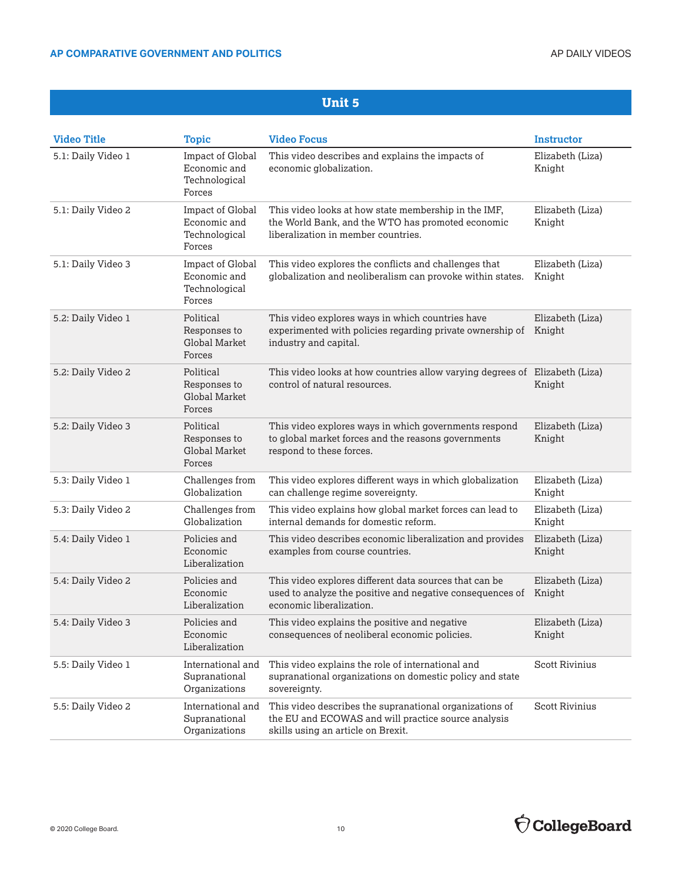## Unit 5

| Video Title | Topic | Video Focus | Instructor |
|---|---|---|---|
| 5.1: Daily Video 1 | Impact of Global Economic and Technological Forces | This video describes and explains the impacts of economic globalization. | Elizabeth (Liza) Knight |
| 5.1: Daily Video 2 | Impact of Global Economic and Technological Forces | This video looks at how state membership in the IMF, the World Bank, and the WTO has promoted economic liberalization in member countries. | Elizabeth (Liza) Knight |
| 5.1: Daily Video 3 | Impact of Global Economic and Technological Forces | This video explores the conflicts and challenges that globalization and neoliberalism can provoke within states. | Elizabeth (Liza) Knight |
| 5.2: Daily Video 1 | Political Responses to Global Market Forces | This video explores ways in which countries have experimented with policies regarding private ownership of industry and capital. | Elizabeth (Liza) Knight |
| 5.2: Daily Video 2 | Political Responses to Global Market Forces | This video looks at how countries allow varying degrees of control of natural resources. | Elizabeth (Liza) Knight |
| 5.2: Daily Video 3 | Political Responses to Global Market Forces | This video explores ways in which governments respond to global market forces and the reasons governments respond to these forces. | Elizabeth (Liza) Knight |
| 5.3: Daily Video 1 | Challenges from Globalization | This video explores different ways in which globalization can challenge regime sovereignty. | Elizabeth (Liza) Knight |
| 5.3: Daily Video 2 | Challenges from Globalization | This video explains how global market forces can lead to internal demands for domestic reform. | Elizabeth (Liza) Knight |
| 5.4: Daily Video 1 | Policies and Economic Liberalization | This video describes economic liberalization and provides examples from course countries. | Elizabeth (Liza) Knight |
| 5.4: Daily Video 2 | Policies and Economic Liberalization | This video explores different data sources that can be used to analyze the positive and negative consequences of economic liberalization. | Elizabeth (Liza) Knight |
| 5.4: Daily Video 3 | Policies and Economic Liberalization | This video explains the positive and negative consequences of neoliberal economic policies. | Elizabeth (Liza) Knight |
| 5.5: Daily Video 1 | International and Supranational Organizations | This video explains the role of international and supranational organizations on domestic policy and state sovereignty. | Scott Rivinius |
| 5.5: Daily Video 2 | International and Supranational Organizations | This video describes the supranational organizations of the EU and ECOWAS and will practice source analysis skills using an article on Brexit. | Scott Rivinius |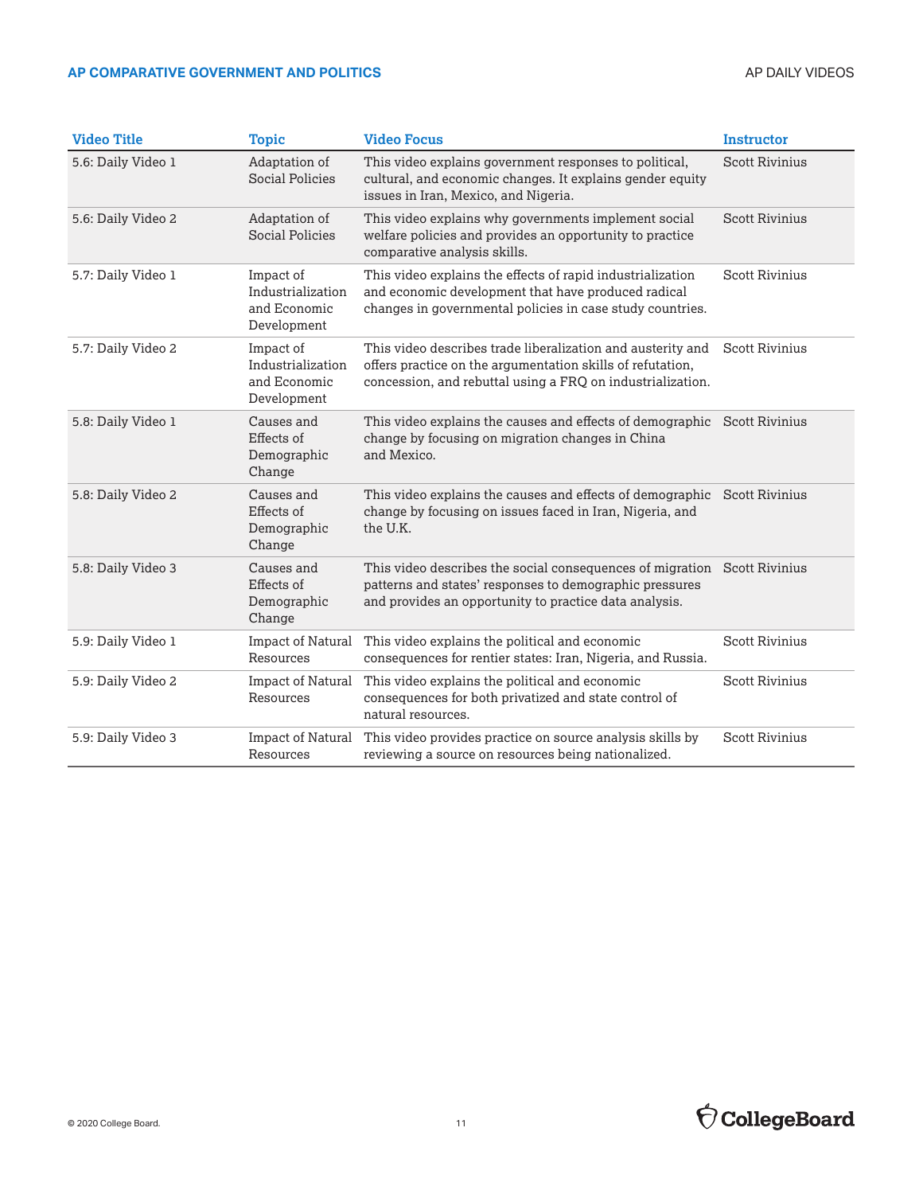| Video Title | Topic | Video Focus | Instructor |
|---|---|---|---|
| 5.6: Daily Video 1 | Adaptation of Social Policies | This video explains government responses to political, cultural, and economic changes. It explains gender equity issues in Iran, Mexico, and Nigeria. | Scott Rivinius |
| 5.6: Daily Video 2 | Adaptation of Social Policies | This video explains why governments implement social welfare policies and provides an opportunity to practice comparative analysis skills. | Scott Rivinius |
| 5.7: Daily Video 1 | Impact of Industrialization and Economic Development | This video explains the effects of rapid industrialization and economic development that have produced radical changes in governmental policies in case study countries. | Scott Rivinius |
| 5.7: Daily Video 2 | Impact of Industrialization and Economic Development | This video describes trade liberalization and austerity and offers practice on the argumentation skills of refutation, concession, and rebuttal using a FRQ on industrialization. | Scott Rivinius |
| 5.8: Daily Video 1 | Causes and Effects of Demographic Change | This video explains the causes and effects of demographic change by focusing on migration changes in China and Mexico. | Scott Rivinius |
| 5.8: Daily Video 2 | Causes and Effects of Demographic Change | This video explains the causes and effects of demographic change by focusing on issues faced in Iran, Nigeria, and the U.K. | Scott Rivinius |
| 5.8: Daily Video 3 | Causes and Effects of Demographic Change | This video describes the social consequences of migration patterns and states' responses to demographic pressures and provides an opportunity to practice data analysis. | Scott Rivinius |
| 5.9: Daily Video 1 | Impact of Natural Resources | This video explains the political and economic consequences for rentier states: Iran, Nigeria, and Russia. | Scott Rivinius |
| 5.9: Daily Video 2 | Impact of Natural Resources | This video explains the political and economic consequences for both privatized and state control of natural resources. | Scott Rivinius |
| 5.9: Daily Video 3 | Impact of Natural Resources | This video provides practice on source analysis skills by reviewing a source on resources being nationalized. | Scott Rivinius |